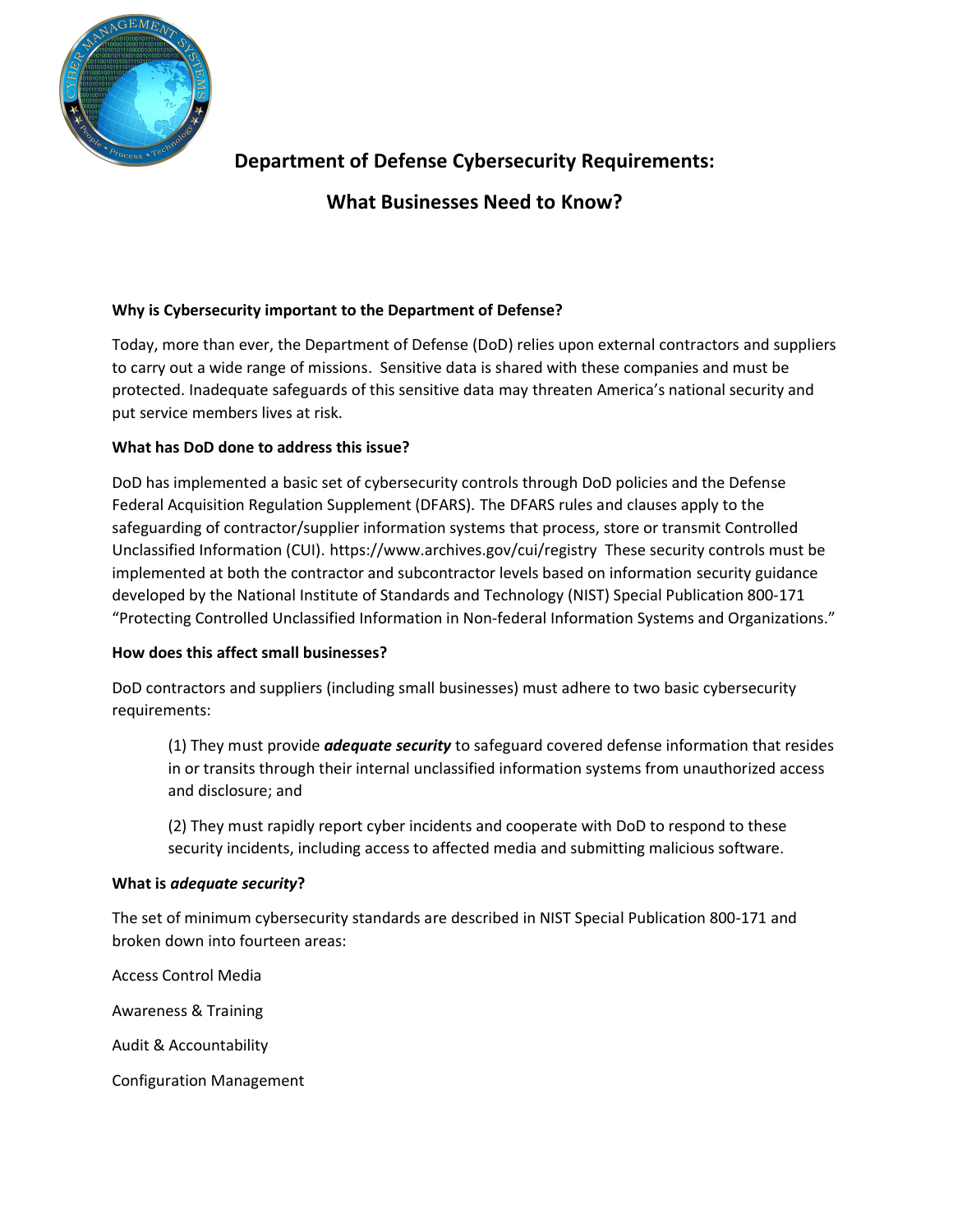# Department of Defense Cybersecurity Requirements:

# What Businesses Need to Know?

### Why is Cybersecurity important to the Department of Defense?

Today, more than ever, the Department of Defense (DoD) relies upon external contractors and suppliers to carry out a wide range of missions. Sensitive data is shared with these companies and must be protected. Inadequate safeguards of this sensitive data may threaten America's national security and put service members lives at risk.

### What has DoD done to address this issue?

DoD has implemented a basic set of cybersecurity controls through DoD policies and the Defense Federal Acquisition Regulation Supplement (DFARS). The DFARS rules and clauses apply to the safeguarding of contractor/supplier information systems that process, store or transmit Controlled Unclassified Information (CUI). https://www.archives.gov/cui/registry These security controls must be implemented at both the contractor and subcontractor levels based on information security guidance developed by the National Institute of Standards and Technology (NIST) Special Publication 800-171 "Protecting Controlled Unclassified Information in Non-federal Information Systems and Organizations."

### How does this affect small businesses?

DoD contractors and suppliers (including small businesses) must adhere to two basic cybersecurity requirements:

> (1) They must provide ***adequate security*** to safeguard covered defense information that resides in or transits through their internal unclassified information systems from unauthorized access and disclosure; and
>
> (2) They must rapidly report cyber incidents and cooperate with DoD to respond to these security incidents, including access to affected media and submitting malicious software.

### What is *adequate security*?

The set of minimum cybersecurity standards are described in NIST Special Publication 800-171 and broken down into fourteen areas:

Access Control Media

Awareness & Training

Audit & Accountability

Configuration Management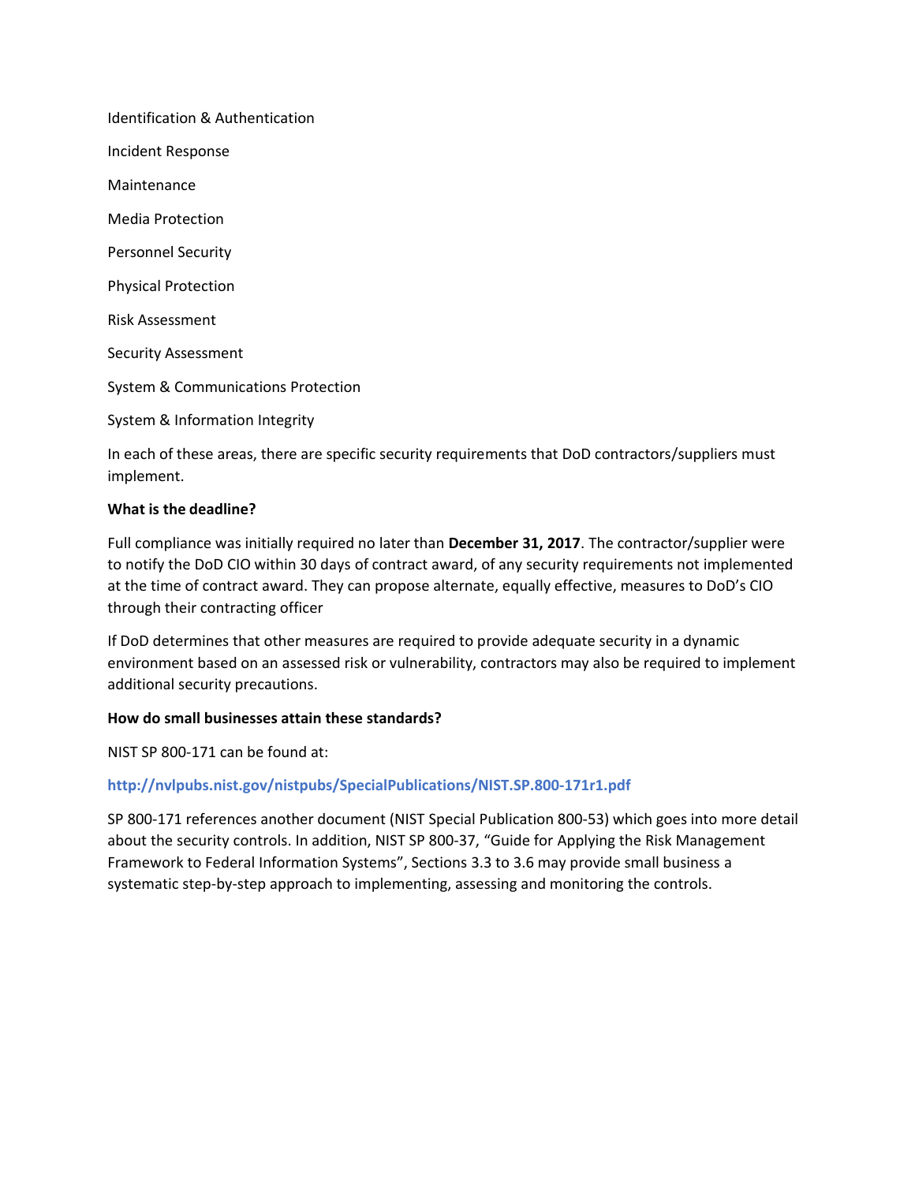Identification & Authentication

Incident Response

Maintenance

Media Protection

Personnel Security

Physical Protection

Risk Assessment

Security Assessment

System & Communications Protection

System & Information Integrity

In each of these areas, there are specific security requirements that DoD contractors/suppliers must implement.

**What is the deadline?**

Full compliance was initially required no later than **December 31, 2017**. The contractor/supplier were to notify the DoD CIO within 30 days of contract award, of any security requirements not implemented at the time of contract award. They can propose alternate, equally effective, measures to DoD's CIO through their contracting officer

If DoD determines that other measures are required to provide adequate security in a dynamic environment based on an assessed risk or vulnerability, contractors may also be required to implement additional security precautions.

**How do small businesses attain these standards?**

NIST SP 800-171 can be found at:

**http://nvlpubs.nist.gov/nistpubs/SpecialPublications/NIST.SP.800-171r1.pdf**

SP 800-171 references another document (NIST Special Publication 800-53) which goes into more detail about the security controls. In addition, NIST SP 800-37, "Guide for Applying the Risk Management Framework to Federal Information Systems", Sections 3.3 to 3.6 may provide small business a systematic step-by-step approach to implementing, assessing and monitoring the controls.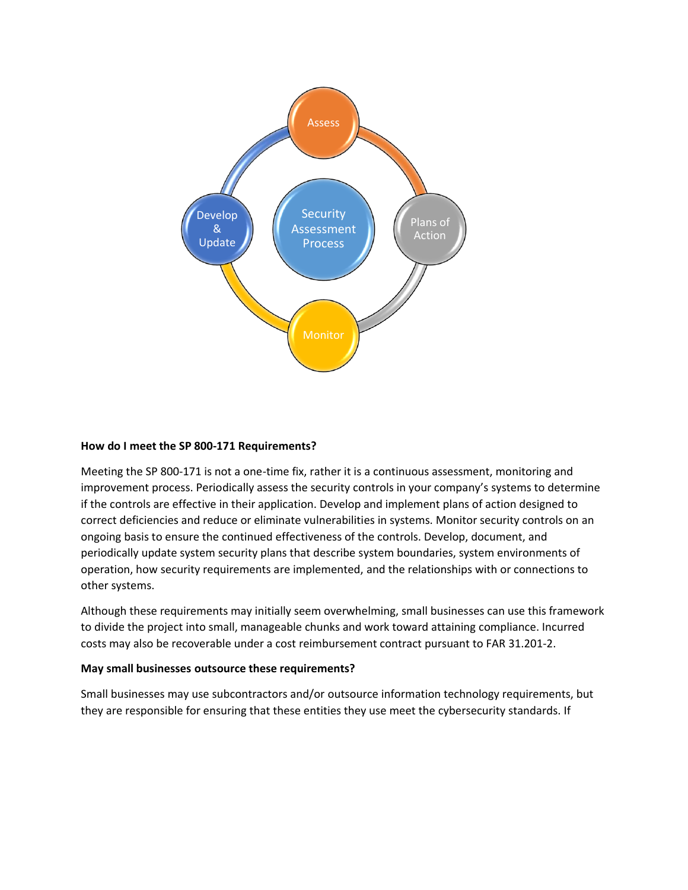Assess

Plans of Action

Monitor

Develop & Update

Security Assessment Process

**How do I meet the SP 800-171 Requirements?**

Meeting the SP 800-171 is not a one-time fix, rather it is a continuous assessment, monitoring and improvement process. Periodically assess the security controls in your company's systems to determine if the controls are effective in their application. Develop and implement plans of action designed to correct deficiencies and reduce or eliminate vulnerabilities in systems. Monitor security controls on an ongoing basis to ensure the continued effectiveness of the controls. Develop, document, and periodically update system security plans that describe system boundaries, system environments of operation, how security requirements are implemented, and the relationships with or connections to other systems.

Although these requirements may initially seem overwhelming, small businesses can use this framework to divide the project into small, manageable chunks and work toward attaining compliance. Incurred costs may also be recoverable under a cost reimbursement contract pursuant to FAR 31.201-2.

**May small businesses outsource these requirements?**

Small businesses may use subcontractors and/or outsource information technology requirements, but they are responsible for ensuring that these entities they use meet the cybersecurity standards. If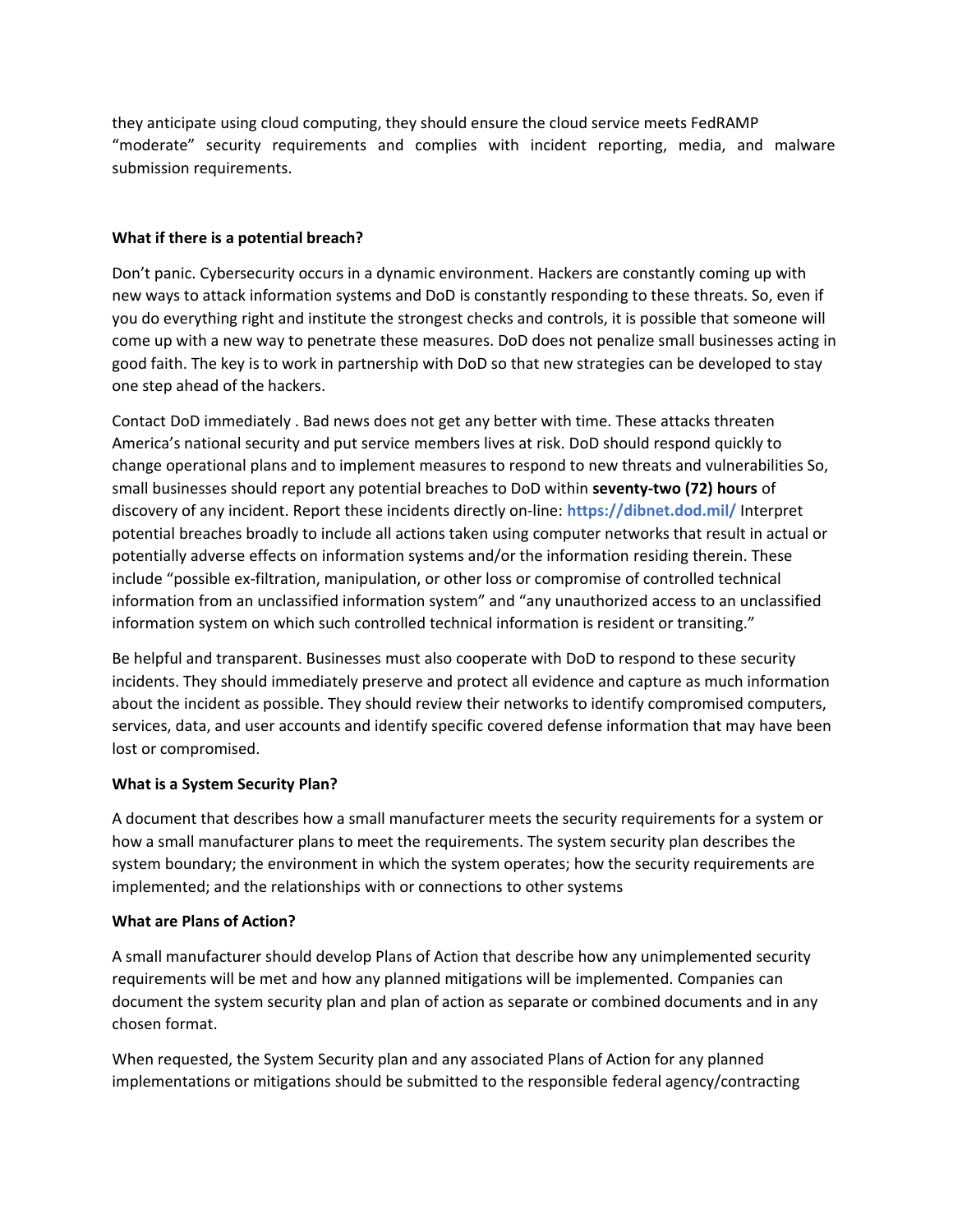they anticipate using cloud computing, they should ensure the cloud service meets FedRAMP "moderate" security requirements and complies with incident reporting, media, and malware submission requirements.

**What if there is a potential breach?**

Don't panic. Cybersecurity occurs in a dynamic environment. Hackers are constantly coming up with new ways to attack information systems and DoD is constantly responding to these threats. So, even if you do everything right and institute the strongest checks and controls, it is possible that someone will come up with a new way to penetrate these measures. DoD does not penalize small businesses acting in good faith. The key is to work in partnership with DoD so that new strategies can be developed to stay one step ahead of the hackers.

Contact DoD immediately . Bad news does not get any better with time. These attacks threaten America's national security and put service members lives at risk. DoD should respond quickly to change operational plans and to implement measures to respond to new threats and vulnerabilities So, small businesses should report any potential breaches to DoD within **seventy-two (72) hours** of discovery of any incident. Report these incidents directly on-line: **https://dibnet.dod.mil/** Interpret potential breaches broadly to include all actions taken using computer networks that result in actual or potentially adverse effects on information systems and/or the information residing therein. These include "possible ex-filtration, manipulation, or other loss or compromise of controlled technical information from an unclassified information system" and "any unauthorized access to an unclassified information system on which such controlled technical information is resident or transiting."

Be helpful and transparent. Businesses must also cooperate with DoD to respond to these security incidents. They should immediately preserve and protect all evidence and capture as much information about the incident as possible. They should review their networks to identify compromised computers, services, data, and user accounts and identify specific covered defense information that may have been lost or compromised.

**What is a System Security Plan?**

A document that describes how a small manufacturer meets the security requirements for a system or how a small manufacturer plans to meet the requirements. The system security plan describes the system boundary; the environment in which the system operates; how the security requirements are implemented; and the relationships with or connections to other systems

**What are Plans of Action?**

A small manufacturer should develop Plans of Action that describe how any unimplemented security requirements will be met and how any planned mitigations will be implemented. Companies can document the system security plan and plan of action as separate or combined documents and in any chosen format.

When requested, the System Security plan and any associated Plans of Action for any planned implementations or mitigations should be submitted to the responsible federal agency/contracting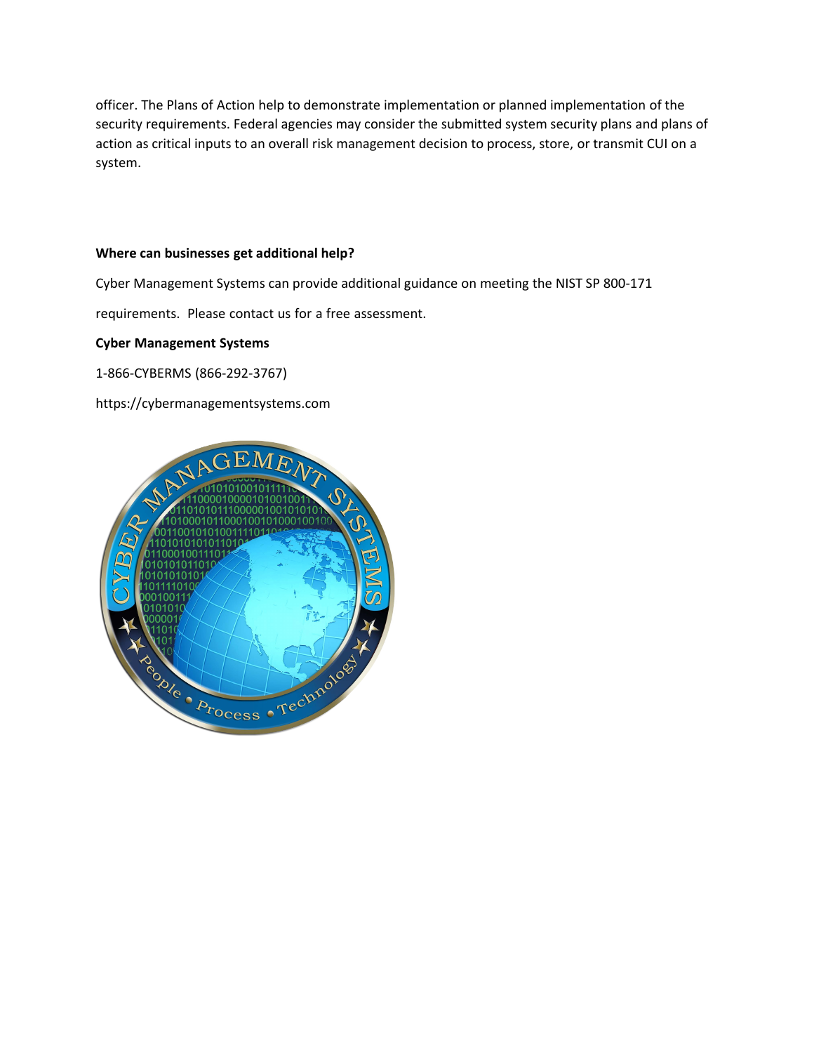officer. The Plans of Action help to demonstrate implementation or planned implementation of the security requirements. Federal agencies may consider the submitted system security plans and plans of action as critical inputs to an overall risk management decision to process, store, or transmit CUI on a system.

**Where can businesses get additional help?**

Cyber Management Systems can provide additional guidance on meeting the NIST SP 800-171 requirements. Please contact us for a free assessment.

**Cyber Management Systems**

1-866-CYBERMS (866-292-3767)

https://cybermanagementsystems.com